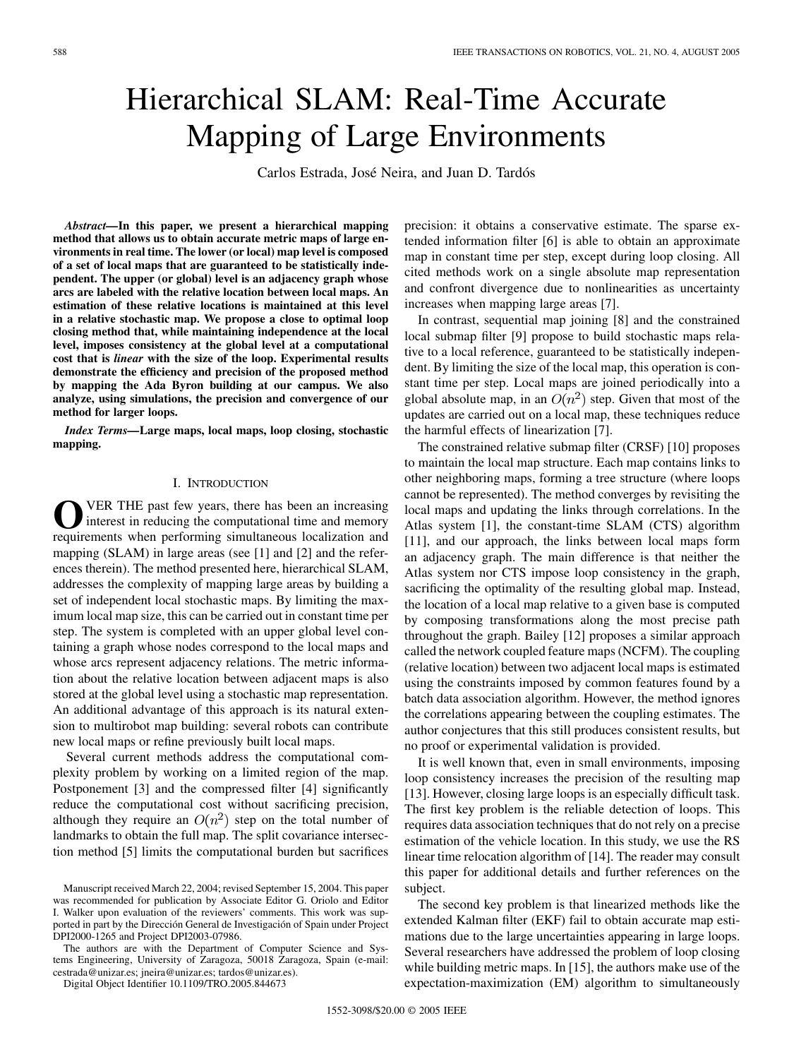# Hierarchical SLAM: Real-Time Accurate Mapping of Large Environments

Carlos Estrada, José Neira, and Juan D. Tardós

***Abstract*—In this paper, we present a hierarchical mapping method that allows us to obtain accurate metric maps of large environments in real time. The lower (or local) map level is composed of a set of local maps that are guaranteed to be statistically independent. The upper (or global) level is an adjacency graph whose arcs are labeled with the relative location between local maps. An estimation of these relative locations is maintained at this level in a relative stochastic map. We propose a close to optimal loop closing method that, while maintaining independence at the local level, imposes consistency at the global level at a computational cost that is *linear* with the size of the loop. Experimental results demonstrate the efficiency and precision of the proposed method by mapping the Ada Byron building at our campus. We also analyze, using simulations, the precision and convergence of our method for larger loops.**

***Index Terms*—Large maps, local maps, loop closing, stochastic mapping.**

## I. Introduction

Over the past few years, there has been an increasing interest in reducing the computational time and memory requirements when performing simultaneous localization and mapping (SLAM) in large areas (see [1] and [2] and the references therein). The method presented here, hierarchical SLAM, addresses the complexity of mapping large areas by building a set of independent local stochastic maps. By limiting the maximum local map size, this can be carried out in constant time per step. The system is completed with an upper global level containing a graph whose nodes correspond to the local maps and whose arcs represent adjacency relations. The metric information about the relative location between adjacent maps is also stored at the global level using a stochastic map representation. An additional advantage of this approach is its natural extension to multirobot map building: several robots can contribute new local maps or refine previously built local maps.

Several current methods address the computational complexity problem by working on a limited region of the map. Postponement [3] and the compressed filter [4] significantly reduce the computational cost without sacrificing precision, although they require an $O(n^2)$ step on the total number of landmarks to obtain the full map. The split covariance intersection method [5] limits the computational burden but sacrifices precision: it obtains a conservative estimate. The sparse extended information filter [6] is able to obtain an approximate map in constant time per step, except during loop closing. All cited methods work on a single absolute map representation and confront divergence due to nonlinearities as uncertainty increases when mapping large areas [7].

In contrast, sequential map joining [8] and the constrained local submap filter [9] propose to build stochastic maps relative to a local reference, guaranteed to be statistically independent. By limiting the size of the local map, this operation is constant time per step. Local maps are joined periodically into a global absolute map, in an $O(n^2)$ step. Given that most of the updates are carried out on a local map, these techniques reduce the harmful effects of linearization [7].

The constrained relative submap filter (CRSF) [10] proposes to maintain the local map structure. Each map contains links to other neighboring maps, forming a tree structure (where loops cannot be represented). The method converges by revisiting the local maps and updating the links through correlations. In the Atlas system [1], the constant-time SLAM (CTS) algorithm [11], and our approach, the links between local maps form an adjacency graph. The main difference is that neither the Atlas system nor CTS impose loop consistency in the graph, sacrificing the optimality of the resulting global map. Instead, the location of a local map relative to a given base is computed by composing transformations along the most precise path throughout the graph. Bailey [12] proposes a similar approach called the network coupled feature maps (NCFM). The coupling (relative location) between two adjacent local maps is estimated using the constraints imposed by common features found by a batch data association algorithm. However, the method ignores the correlations appearing between the coupling estimates. The author conjectures that this still produces consistent results, but no proof or experimental validation is provided.

It is well known that, even in small environments, imposing loop consistency increases the precision of the resulting map [13]. However, closing large loops is an especially difficult task. The first key problem is the reliable detection of loops. This requires data association techniques that do not rely on a precise estimation of the vehicle location. In this study, we use the RS linear time relocation algorithm of [14]. The reader may consult this paper for additional details and further references on the subject.

The second key problem is that linearized methods like the extended Kalman filter (EKF) fail to obtain accurate map estimations due to the large uncertainties appearing in large loops. Several researchers have addressed the problem of loop closing while building metric maps. In [15], the authors make use of the expectation-maximization (EM) algorithm to simultaneously

Manuscript received March 22, 2004; revised September 15, 2004. This paper was recommended for publication by Associate Editor G. Oriolo and Editor I. Walker upon evaluation of the reviewers' comments. This work was supported in part by the Dirección General de Investigación of Spain under Project DPI2000-1265 and Project DPI2003-07986.

The authors are with the Department of Computer Science and Systems Engineering, University of Zaragoza, 50018 Zaragoza, Spain (e-mail: cestrada@unizar.es; jneira@unizar.es; tardos@unizar.es).

Digital Object Identifier 10.1109/TRO.2005.844673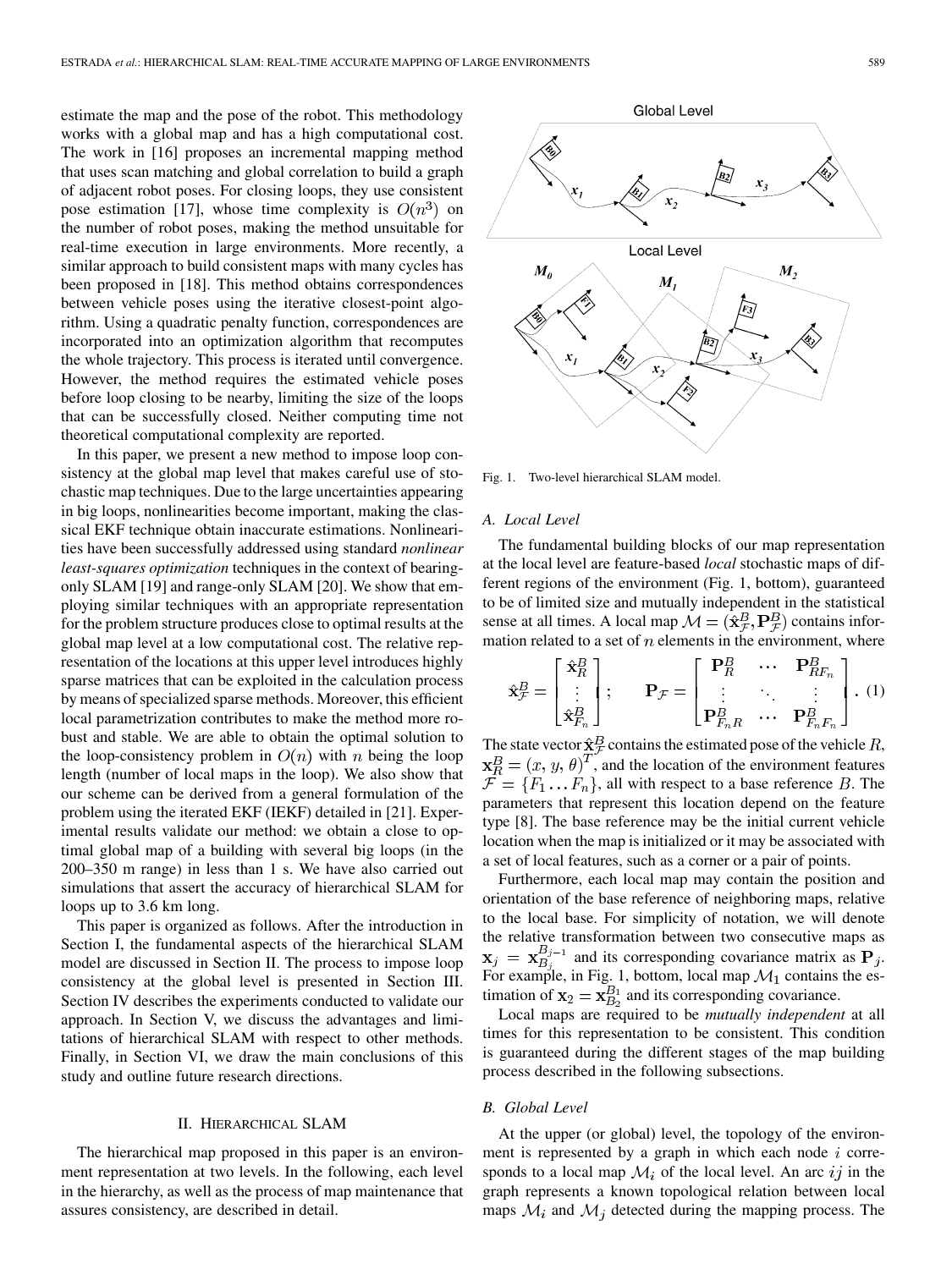estimate the map and the pose of the robot. This methodology works with a global map and has a high computational cost. The work in [16] proposes an incremental mapping method that uses scan matching and global correlation to build a graph of adjacent robot poses. For closing loops, they use consistent pose estimation [17], whose time complexity is $O(n^3)$ on the number of robot poses, making the method unsuitable for real-time execution in large environments. More recently, a similar approach to build consistent maps with many cycles has been proposed in [18]. This method obtains correspondences between vehicle poses using the iterative closest-point algorithm. Using a quadratic penalty function, correspondences are incorporated into an optimization algorithm that recomputes the whole trajectory. This process is iterated until convergence. However, the method requires the estimated vehicle poses before loop closing to be nearby, limiting the size of the loops that can be successfully closed. Neither computing time not theoretical computational complexity are reported.

In this paper, we present a new method to impose loop consistency at the global map level that makes careful use of stochastic map techniques. Due to the large uncertainties appearing in big loops, nonlinearities become important, making the classical EKF technique obtain inaccurate estimations. Nonlinearities have been successfully addressed using standard *nonlinear least-squares optimization* techniques in the context of bearing-only SLAM [19] and range-only SLAM [20]. We show that employing similar techniques with an appropriate representation for the problem structure produces close to optimal results at the global map level at a low computational cost. The relative representation of the locations at this upper level introduces highly sparse matrices that can be exploited in the calculation process by means of specialized sparse methods. Moreover, this efficient local parametrization contributes to make the method more robust and stable. We are able to obtain the optimal solution to the loop-consistency problem in $O(n)$ with $n$ being the loop length (number of local maps in the loop). We also show that our scheme can be derived from a general formulation of the problem using the iterated EKF (IEKF) detailed in [21]. Experimental results validate our method: we obtain a close to optimal global map of a building with several big loops (in the 200–350 m range) in less than 1 s. We have also carried out simulations that assert the accuracy of hierarchical SLAM for loops up to 3.6 km long.

This paper is organized as follows. After the introduction in Section I, the fundamental aspects of the hierarchical SLAM model are discussed in Section II. The process to impose loop consistency at the global level is presented in Section III. Section IV describes the experiments conducted to validate our approach. In Section V, we discuss the advantages and limitations of hierarchical SLAM with respect to other methods. Finally, in Section VI, we draw the main conclusions of this study and outline future research directions.

## II. Hierarchical SLAM

The hierarchical map proposed in this paper is an environment representation at two levels. In the following, each level in the hierarchy, as well as the process of map maintenance that assures consistency, are described in detail.

Fig. 1. Two-level hierarchical SLAM model.

### A. Local Level

The fundamental building blocks of our map representation at the local level are feature-based *local* stochastic maps of different regions of the environment (Fig. 1, bottom), guaranteed to be of limited size and mutually independent in the statistical sense at all times. A local map $\mathcal{M} = (\hat{\mathbf{x}}_{\mathcal{F}}^B, \mathbf{P}_{\mathcal{F}}^B)$ contains information related to a set of $n$ elements in the environment, where

$$\hat{\mathbf{x}}_{\mathcal{F}}^B = \begin{bmatrix} \hat{\mathbf{x}}_R^B \\ \vdots \\ \hat{\mathbf{x}}_{F_n}^B \end{bmatrix}; \qquad \mathbf{P}_{\mathcal{F}} = \begin{bmatrix} \mathbf{P}_R^B & \cdots & \mathbf{P}_{RF_n}^B \\ \vdots & \ddots & \vdots \\ \mathbf{P}_{F_nR}^B & \cdots & \mathbf{P}_{F_nF_n}^B \end{bmatrix}. \quad (1)$$

The state vector $\hat{\mathbf{x}}_{\mathcal{F}}^B$ contains the estimated pose of the vehicle $R$, $\mathbf{x}_R^B = (x, y, \theta)^T$, and the location of the environment features $\mathcal{F} = \{F_1 \ldots F_n\}$, all with respect to a base reference $B$. The parameters that represent this location depend on the feature type [8]. The base reference may be the initial current vehicle location when the map is initialized or it may be associated with a set of local features, such as a corner or a pair of points.

Furthermore, each local map may contain the position and orientation of the base reference of neighboring maps, relative to the local base. For simplicity of notation, we will denote the relative transformation between two consecutive maps as $\mathbf{x}_j = \mathbf{x}_{B_j}^{B_{j-1}}$ and its corresponding covariance matrix as $\mathbf{P}_j$. For example, in Fig. 1, bottom, local map $\mathcal{M}_1$ contains the estimation of $\mathbf{x}_2 = \mathbf{x}_{B_2}^{B_1}$ and its corresponding covariance.

Local maps are required to be *mutually independent* at all times for this representation to be consistent. This condition is guaranteed during the different stages of the map building process described in the following subsections.

### B. Global Level

At the upper (or global) level, the topology of the environment is represented by a graph in which each node $i$ corresponds to a local map $\mathcal{M}_i$ of the local level. An arc $ij$ in the graph represents a known topological relation between local maps $\mathcal{M}_i$ and $\mathcal{M}_j$ detected during the mapping process. The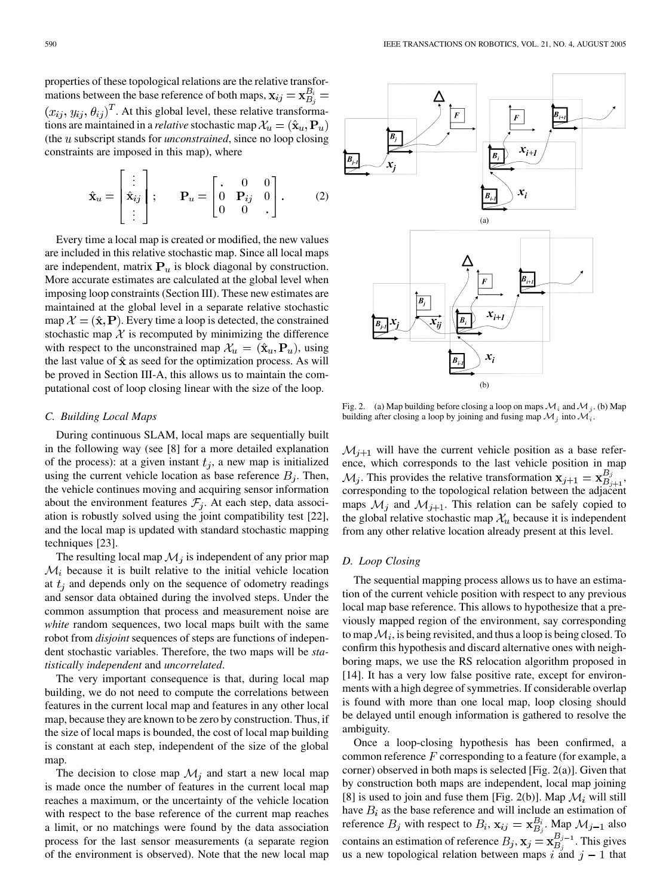properties of these topological relations are the relative transformations between the base reference of both maps, $\mathbf{x}_{ij} = \mathbf{x}_{B_j}^{B_i} = (x_{ij}, y_{ij}, \theta_{ij})^T$. At this global level, these relative transformations are maintained in a *relative* stochastic map $\mathcal{X}_u = (\hat{\mathbf{x}}_u, \mathbf{P}_u)$ (the $u$ subscript stands for *unconstrained*, since no loop closing constraints are imposed in this map), where

$$\hat{\mathbf{x}}_u = \begin{bmatrix} \vdots \\ \hat{\mathbf{x}}_{ij} \\ \vdots \end{bmatrix}; \qquad \mathbf{P}_u = \begin{bmatrix} . & 0 & 0 \\ 0 & \mathbf{P}_{ij} & 0 \\ 0 & 0 & . \end{bmatrix}. \tag{2}$$

Every time a local map is created or modified, the new values are included in this relative stochastic map. Since all local maps are independent, matrix $\mathbf{P}_u$ is block diagonal by construction. More accurate estimates are calculated at the global level when imposing loop constraints (Section III). These new estimates are maintained at the global level in a separate relative stochastic map $\mathcal{X} = (\hat{\mathbf{x}}, \mathbf{P})$. Every time a loop is detected, the constrained stochastic map $\mathcal{X}$ is recomputed by minimizing the difference with respect to the unconstrained map $\mathcal{X}_u = (\hat{\mathbf{x}}_u, \mathbf{P}_u)$, using the last value of $\hat{\mathbf{x}}$ as seed for the optimization process. As will be proved in Section III-A, this allows us to maintain the computational cost of loop closing linear with the size of the loop.

### C. Building Local Maps

During continuous SLAM, local maps are sequentially built in the following way (see [8] for a more detailed explanation of the process): at a given instant $t_j$, a new map is initialized using the current vehicle location as base reference $B_j$. Then, the vehicle continues moving and acquiring sensor information about the environment features $\mathcal{F}_j$. At each step, data association is robustly solved using the joint compatibility test [22], and the local map is updated with standard stochastic mapping techniques [23].

The resulting local map $\mathcal{M}_j$ is independent of any prior map $\mathcal{M}_i$ because it is built relative to the initial vehicle location at $t_j$ and depends only on the sequence of odometry readings and sensor data obtained during the involved steps. Under the common assumption that process and measurement noise are *white* random sequences, two local maps built with the same robot from *disjoint* sequences of steps are functions of independent stochastic variables. Therefore, the two maps will be *statistically independent* and *uncorrelated*.

The very important consequence is that, during local map building, we do not need to compute the correlations between features in the current local map and features in any other local map, because they are known to be zero by construction. Thus, if the size of local maps is bounded, the cost of local map building is constant at each step, independent of the size of the global map.

The decision to close map $\mathcal{M}_j$ and start a new local map is made once the number of features in the current local map reaches a maximum, or the uncertainty of the vehicle location with respect to the base reference of the current map reaches a limit, or no matchings were found by the data association process for the last sensor measurements (a separate region of the environment is observed). Note that the new local map $\mathcal{M}_{j+1}$ will have the current vehicle position as a base reference, which corresponds to the last vehicle position in map $\mathcal{M}_j$. This provides the relative transformation $\mathbf{x}_{j+1} = \mathbf{x}_{B_{j+1}}^{B_j}$, corresponding to the topological relation between the adjacent maps $\mathcal{M}_j$ and $\mathcal{M}_{j+1}$. This relation can be safely copied to the global relative stochastic map $\mathcal{X}_u$ because it is independent from any other relative location already present at this level.

Fig. 2. (a) Map building before closing a loop on maps $\mathcal{M}_i$ and $\mathcal{M}_j$. (b) Map building after closing a loop by joining and fusing map $\mathcal{M}_j$ into $\mathcal{M}_i$.

### D. Loop Closing

The sequential mapping process allows us to have an estimation of the current vehicle position with respect to any previous local map base reference. This allows to hypothesize that a previously mapped region of the environment, say corresponding to map $\mathcal{M}_i$, is being revisited, and thus a loop is being closed. To confirm this hypothesis and discard alternative ones with neighboring maps, we use the RS relocation algorithm proposed in [14]. It has a very low false positive rate, except for environments with a high degree of symmetries. If considerable overlap is found with more than one local map, loop closing should be delayed until enough information is gathered to resolve the ambiguity.

Once a loop-closing hypothesis has been confirmed, a common reference $F$ corresponding to a feature (for example, a corner) observed in both maps is selected [Fig. 2(a)]. Given that by construction both maps are independent, local map joining [8] is used to join and fuse them [Fig. 2(b)]. Map $\mathcal{M}_i$ will still have $B_i$ as the base reference and will include an estimation of reference $B_j$ with respect to $B_i$, $\mathbf{x}_{ij} = \mathbf{x}_{B_j}^{B_i}$. Map $\mathcal{M}_{j-1}$ also contains an estimation of reference $B_j$, $\mathbf{x}_j = \mathbf{x}_{B_j}^{B_{j-1}}$. This gives us a new topological relation between maps $i$ and $j-1$ that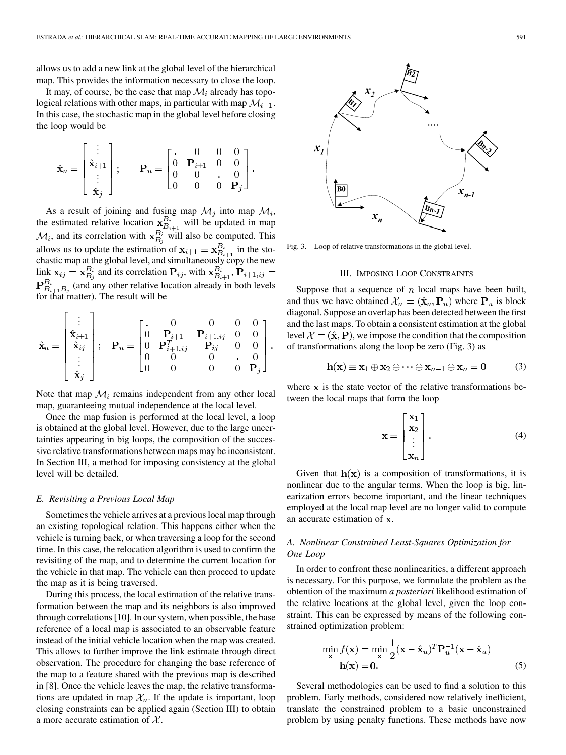allows us to add a new link at the global level of the hierarchical map. This provides the information necessary to close the loop.

It may, of course, be the case that map $\mathcal{M}_i$ already has topological relations with other maps, in particular with map $\mathcal{M}_{i+1}$. In this case, the stochastic map in the global level before closing the loop would be

$$\hat{\mathbf{x}}_u = \begin{bmatrix} \vdots \\ \hat{\mathbf{x}}_{i+1} \\ \vdots \\ \hat{\mathbf{x}}_j \end{bmatrix}; \qquad \mathbf{P}_u = \begin{bmatrix} . & 0 & 0 & 0 \\ 0 & \mathbf{P}_{i+1} & 0 & 0 \\ 0 & 0 & . & 0 \\ 0 & 0 & 0 & \mathbf{P}_j \end{bmatrix}.$$

As a result of joining and fusing map $\mathcal{M}_j$ into map $\mathcal{M}_i$, the estimated relative location $\mathbf{x}^{B_i}_{B_{i+1}}$ will be updated in map $\mathcal{M}_i$, and its correlation with $\mathbf{x}^{B_i}_{B_j}$ will also be computed. This allows us to update the estimation of $\mathbf{x}_{i+1} = \mathbf{x}^{B_i}_{B_{i+1}}$ in the stochastic map at the global level, and simultaneously copy the new link $\mathbf{x}_{ij} = \mathbf{x}^{B_i}_{B_j}$ and its correlation $\mathbf{P}_{ij}$, with $\mathbf{x}^{B_i}_{B_{i+1}}, \mathbf{P}_{i+1,ij} = \mathbf{P}^{B_i}_{B_{i+1}B_j}$ (and any other relative location already in both levels for that matter). The result will be

$$\hat{\mathbf{x}}_u = \begin{bmatrix} \vdots \\ \hat{\mathbf{x}}_{i+1} \\ \hat{\mathbf{x}}_{ij} \\ \vdots \\ \hat{\mathbf{x}}_j \end{bmatrix}; \quad \mathbf{P}_u = \begin{bmatrix} . & 0 & 0 & 0 & 0 \\ 0 & \mathbf{P}_{i+1} & \mathbf{P}_{i+1,ij} & 0 & 0 \\ 0 & \mathbf{P}^T_{i+1,ij} & \mathbf{P}_{ij} & 0 & 0 \\ 0 & 0 & 0 & . & 0 \\ 0 & 0 & 0 & 0 & \mathbf{P}_j \end{bmatrix}.$$

Note that map $\mathcal{M}_i$ remains independent from any other local map, guaranteeing mutual independence at the local level.

Once the map fusion is performed at the local level, a loop is obtained at the global level. However, due to the large uncertainties appearing in big loops, the composition of the successive relative transformations between maps may be inconsistent. In Section III, a method for imposing consistency at the global level will be detailed.

### *E. Revisiting a Previous Local Map*

Sometimes the vehicle arrives at a previous local map through an existing topological relation. This happens either when the vehicle is turning back, or when traversing a loop for the second time. In this case, the relocation algorithm is used to confirm the revisiting of the map, and to determine the current location for the vehicle in that map. The vehicle can then proceed to update the map as it is being traversed.

During this process, the local estimation of the relative transformation between the map and its neighbors is also improved through correlations [10]. In our system, when possible, the base reference of a local map is associated to an observable feature instead of the initial vehicle location when the map was created. This allows to further improve the link estimate through direct observation. The procedure for changing the base reference of the map to a feature shared with the previous map is described in [8]. Once the vehicle leaves the map, the relative transformations are updated in map $\mathcal{X}_u$. If the update is important, loop closing constraints can be applied again (Section III) to obtain a more accurate estimation of $\mathcal{X}$.

Fig. 3. Loop of relative transformations in the global level.

## III. Imposing Loop Constraints

Suppose that a sequence of $n$ local maps have been built, and thus we have obtained $\mathcal{X}_u = (\hat{\mathbf{x}}_u, \mathbf{P}_u)$ where $\mathbf{P}_u$ is block diagonal. Suppose an overlap has been detected between the first and the last maps. To obtain a consistent estimation at the global level $\mathcal{X} = (\hat{\mathbf{x}}, \mathbf{P})$, we impose the condition that the composition of transformations along the loop be zero (Fig. 3) as

$$\mathbf{h}(\mathbf{x}) \equiv \mathbf{x}_1 \oplus \mathbf{x}_2 \oplus \cdots \oplus \mathbf{x}_{n-1} \oplus \mathbf{x}_n = \mathbf{0} \tag{3}$$

where $\mathbf{x}$ is the state vector of the relative transformations between the local maps that form the loop

$$\mathbf{x} = \begin{bmatrix} \mathbf{x}_1 \\ \mathbf{x}_2 \\ \vdots \\ \mathbf{x}_n \end{bmatrix}. \tag{4}$$

Given that $\mathbf{h}(\mathbf{x})$ is a composition of transformations, it is nonlinear due to the angular terms. When the loop is big, linearization errors become important, and the linear techniques employed at the local map level are no longer valid to compute an accurate estimation of $\mathbf{x}$.

### *A. Nonlinear Constrained Least-Squares Optimization for One Loop*

In order to confront these nonlinearities, a different approach is necessary. For this purpose, we formulate the problem as the obtention of the maximum *a posteriori* likelihood estimation of the relative locations at the global level, given the loop constraint. This can be expressed by means of the following constrained optimization problem:

$$\begin{aligned} &\min_{\mathbf{x}} f(\mathbf{x}) = \min_{\mathbf{x}} \frac{1}{2}(\mathbf{x} - \hat{\mathbf{x}}_u)^T \mathbf{P}_u^{-1} (\mathbf{x} - \hat{\mathbf{x}}_u) \\ &\mathbf{h}(\mathbf{x}) = \mathbf{0}. \end{aligned} \tag{5}$$

Several methodologies can be used to find a solution to this problem. Early methods, considered now relatively inefficient, translate the constrained problem to a basic unconstrained problem by using penalty functions. These methods have now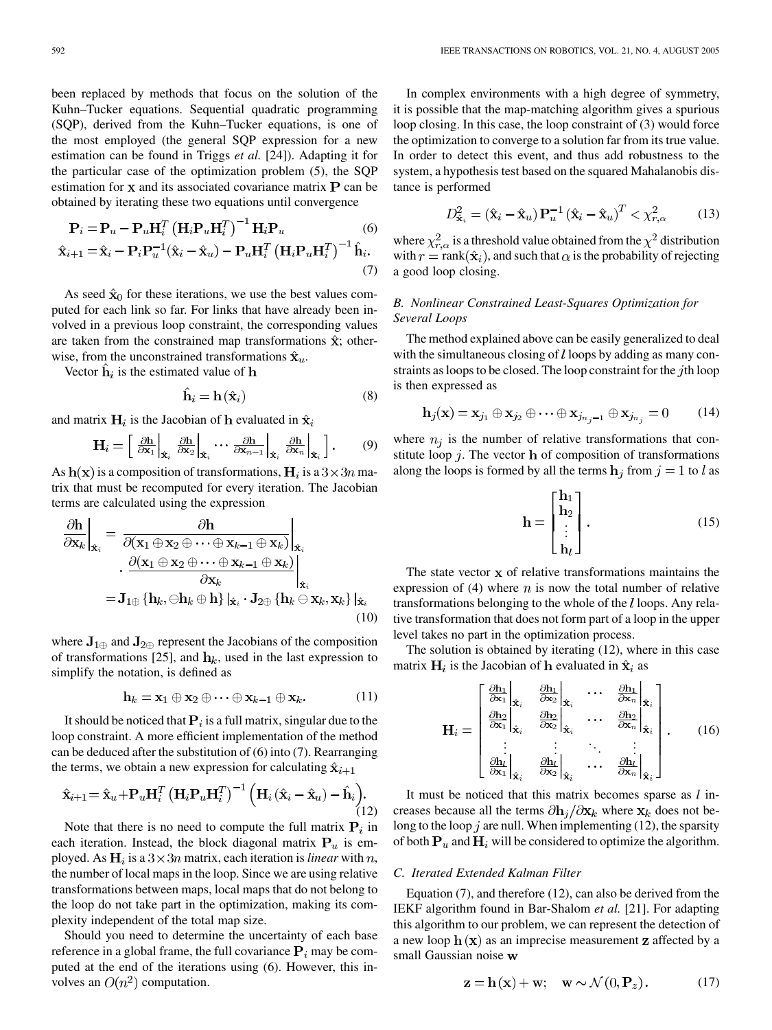been replaced by methods that focus on the solution of the Kuhn–Tucker equations. Sequential quadratic programming (SQP), derived from the Kuhn–Tucker equations, is one of the most employed (the general SQP expression for a new estimation can be found in Triggs *et al.* [24]). Adapting it for the particular case of the optimization problem (5), the SQP estimation for $\mathbf{x}$ and its associated covariance matrix $\mathbf{P}$ can be obtained by iterating these two equations until convergence

$$\mathbf{P}_i = \mathbf{P}_u - \mathbf{P}_u \mathbf{H}_i^T \left( \mathbf{H}_i \mathbf{P}_u \mathbf{H}_i^T \right)^{-1} \mathbf{H}_i \mathbf{P}_u \tag{6}$$

$$\hat{\mathbf{x}}_{i+1} = \hat{\mathbf{x}}_i - \mathbf{P}_i \mathbf{P}_u^{-1} (\hat{\mathbf{x}}_i - \hat{\mathbf{x}}_u) - \mathbf{P}_u \mathbf{H}_i^T \left( \mathbf{H}_i \mathbf{P}_u \mathbf{H}_i^T \right)^{-1} \hat{\mathbf{h}}_i. \tag{7}$$

As seed $\hat{\mathbf{x}}_0$ for these iterations, we use the best values computed for each link so far. For links that have already been involved in a previous loop constraint, the corresponding values are taken from the constrained map transformations $\hat{\mathbf{x}}$; otherwise, from the unconstrained transformations $\hat{\mathbf{x}}_u$.

Vector $\hat{\mathbf{h}}_i$ is the estimated value of $\mathbf{h}$

$$\hat{\mathbf{h}}_i = \mathbf{h}(\hat{\mathbf{x}}_i) \tag{8}$$

and matrix $\mathbf{H}_i$ is the Jacobian of $\mathbf{h}$ evaluated in $\hat{\mathbf{x}}_i$

$$\mathbf{H}_i = \left[ \left.\frac{\partial \mathbf{h}}{\partial \mathbf{x}_1}\right|_{\hat{\mathbf{x}}_i} \left.\frac{\partial \mathbf{h}}{\partial \mathbf{x}_2}\right|_{\hat{\mathbf{x}}_i} \cdots \left.\frac{\partial \mathbf{h}}{\partial \mathbf{x}_{n-1}}\right|_{\hat{\mathbf{x}}_i} \left.\frac{\partial \mathbf{h}}{\partial \mathbf{x}_n}\right|_{\hat{\mathbf{x}}_i} \right]. \tag{9}$$

As $\mathbf{h}(\mathbf{x})$ is a composition of transformations, $\mathbf{H}_i$ is a $3 \times 3n$ matrix that must be recomputed for every iteration. The Jacobian terms are calculated using the expression

$$\begin{aligned} \left.\frac{\partial \mathbf{h}}{\partial \mathbf{x}_k}\right|_{\hat{\mathbf{x}}_i} &= \left.\frac{\partial \mathbf{h}}{\partial (\mathbf{x}_1 \oplus \mathbf{x}_2 \oplus \cdots \oplus \mathbf{x}_{k-1} \oplus \mathbf{x}_k)}\right|_{\hat{\mathbf{x}}_i} \\ &\quad \cdot \left.\frac{\partial (\mathbf{x}_1 \oplus \mathbf{x}_2 \oplus \cdots \oplus \mathbf{x}_{k-1} \oplus \mathbf{x}_k)}{\partial \mathbf{x}_k}\right|_{\hat{\mathbf{x}}_i} \\ &= \mathbf{J}_{1\oplus} \{\mathbf{h}_k, \ominus \mathbf{h}_k \oplus \mathbf{h}\}|_{\hat{\mathbf{x}}_i} \cdot \mathbf{J}_{2\oplus} \{\mathbf{h}_k \ominus \mathbf{x}_k, \mathbf{x}_k\}|_{\hat{\mathbf{x}}_i} \end{aligned} \tag{10}$$

where $\mathbf{J}_{1\oplus}$ and $\mathbf{J}_{2\oplus}$ represent the Jacobians of the composition of transformations [25], and $\mathbf{h}_k$, used in the last expression to simplify the notation, is defined as

$$\mathbf{h}_k = \mathbf{x}_1 \oplus \mathbf{x}_2 \oplus \cdots \oplus \mathbf{x}_{k-1} \oplus \mathbf{x}_k. \tag{11}$$

It should be noticed that $\mathbf{P}_i$ is a full matrix, singular due to the loop constraint. A more efficient implementation of the method can be deduced after the substitution of (6) into (7). Rearranging the terms, we obtain a new expression for calculating $\hat{\mathbf{x}}_{i+1}$

$$\hat{\mathbf{x}}_{i+1} = \hat{\mathbf{x}}_u + \mathbf{P}_u \mathbf{H}_i^T \left( \mathbf{H}_i \mathbf{P}_u \mathbf{H}_i^T \right)^{-1} \left( \mathbf{H}_i (\hat{\mathbf{x}}_i - \hat{\mathbf{x}}_u) - \hat{\mathbf{h}}_i \right). \tag{12}$$

Note that there is no need to compute the full matrix $\mathbf{P}_i$ in each iteration. Instead, the block diagonal matrix $\mathbf{P}_u$ is employed. As $\mathbf{H}_i$ is a $3 \times 3n$ matrix, each iteration is *linear* with $n$, the number of local maps in the loop. Since we are using relative transformations between maps, local maps that do not belong to the loop do not take part in the optimization, making its complexity independent of the total map size.

Should you need to determine the uncertainty of each base reference in a global frame, the full covariance $\mathbf{P}_i$ may be computed at the end of the iterations using (6). However, this involves an $O(n^2)$ computation.

In complex environments with a high degree of symmetry, it is possible that the map-matching algorithm gives a spurious loop closing. In this case, the loop constraint of (3) would force the optimization to converge to a solution far from its true value. In order to detect this event, and thus add robustness to the system, a hypothesis test based on the squared Mahalanobis distance is performed

$$D^2_{\hat{\mathbf{x}}_i} = (\hat{\mathbf{x}}_i - \hat{\mathbf{x}}_u) \mathbf{P}_u^{-1} (\hat{\mathbf{x}}_i - \hat{\mathbf{x}}_u)^T < \chi^2_{r,\alpha} \tag{13}$$

where $\chi^2_{r,\alpha}$ is a threshold value obtained from the $\chi^2$ distribution with $r = \text{rank}(\hat{\mathbf{x}}_i)$, and such that $\alpha$ is the probability of rejecting a good loop closing.

### B. Nonlinear Constrained Least-Squares Optimization for Several Loops

The method explained above can be easily generalized to deal with the simultaneous closing of $l$ loops by adding as many constraints as loops to be closed. The loop constraint for the $j$th loop is then expressed as

$$\mathbf{h}_j(\mathbf{x}) = \mathbf{x}_{j_1} \oplus \mathbf{x}_{j_2} \oplus \cdots \oplus \mathbf{x}_{j_{n_j - 1}} \oplus \mathbf{x}_{j_{n_j}} = 0 \tag{14}$$

where $n_j$ is the number of relative transformations that constitute loop $j$. The vector $\mathbf{h}$ of composition of transformations along the loops is formed by all the terms $\mathbf{h}_j$ from $j = 1$ to $l$ as

$$\mathbf{h} = \begin{bmatrix} \mathbf{h}_1 \\ \mathbf{h}_2 \\ \vdots \\ \mathbf{h}_l \end{bmatrix}. \tag{15}$$

The state vector $\mathbf{x}$ of relative transformations maintains the expression of (4) where $n$ is now the total number of relative transformations belonging to the whole of the $l$ loops. Any relative transformation that does not form part of a loop in the upper level takes no part in the optimization process.

The solution is obtained by iterating (12), where in this case matrix $\mathbf{H}_i$ is the Jacobian of $\mathbf{h}$ evaluated in $\hat{\mathbf{x}}_i$ as

$$\mathbf{H}_i = \begin{bmatrix} \left.\frac{\partial \mathbf{h}_1}{\partial \mathbf{x}_1}\right|_{\hat{\mathbf{x}}_i} & \left.\frac{\partial \mathbf{h}_1}{\partial \mathbf{x}_2}\right|_{\hat{\mathbf{x}}_i} & \cdots & \left.\frac{\partial \mathbf{h}_1}{\partial \mathbf{x}_n}\right|_{\hat{\mathbf{x}}_i} \\ \left.\frac{\partial \mathbf{h}_2}{\partial \mathbf{x}_1}\right|_{\hat{\mathbf{x}}_i} & \left.\frac{\partial \mathbf{h}_2}{\partial \mathbf{x}_2}\right|_{\hat{\mathbf{x}}_i} & \cdots & \left.\frac{\partial \mathbf{h}_2}{\partial \mathbf{x}_n}\right|_{\hat{\mathbf{x}}_i} \\ \vdots & \vdots & \ddots & \vdots \\ \left.\frac{\partial \mathbf{h}_l}{\partial \mathbf{x}_1}\right|_{\hat{\mathbf{x}}_i} & \left.\frac{\partial \mathbf{h}_l}{\partial \mathbf{x}_2}\right|_{\hat{\mathbf{x}}_i} & \cdots & \left.\frac{\partial \mathbf{h}_l}{\partial \mathbf{x}_n}\right|_{\hat{\mathbf{x}}_i} \end{bmatrix}. \tag{16}$$

It must be noticed that this matrix becomes sparse as $l$ increases because all the terms $\partial \mathbf{h}_j / \partial \mathbf{x}_k$ where $\mathbf{x}_k$ does not belong to the loop $j$ are null. When implementing (12), the sparsity of both $\mathbf{P}_u$ and $\mathbf{H}_i$ will be considered to optimize the algorithm.

### C. Iterated Extended Kalman Filter

Equation (7), and therefore (12), can also be derived from the IEKF algorithm found in Bar-Shalom *et al.* [21]. For adapting this algorithm to our problem, we can represent the detection of a new loop $\mathbf{h}(\mathbf{x})$ as an imprecise measurement $\mathbf{z}$ affected by a small Gaussian noise $\mathbf{w}$

$$\mathbf{z} = \mathbf{h}(\mathbf{x}) + \mathbf{w}; \quad \mathbf{w} \sim \mathcal{N}(0, \mathbf{P}_z). \tag{17}$$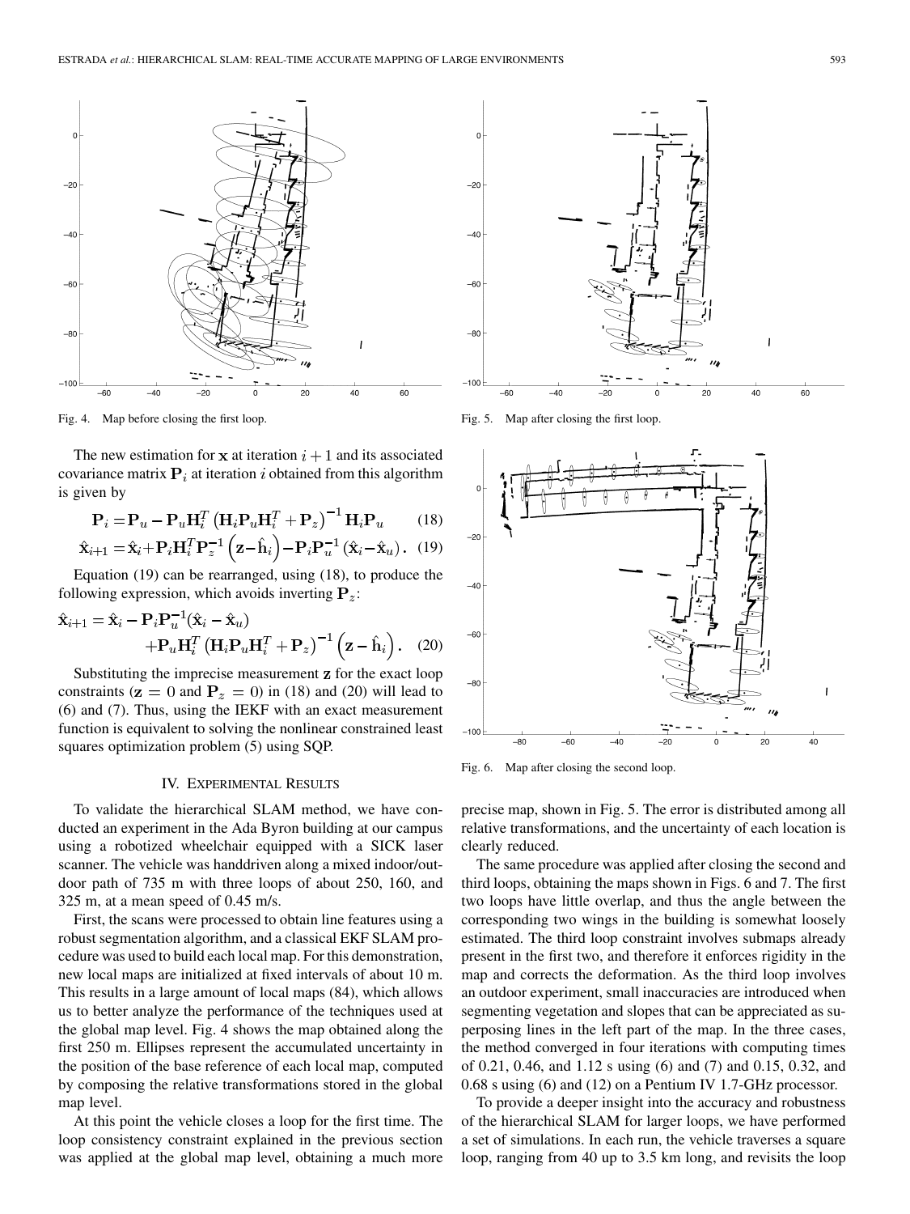Fig. 4. Map before closing the first loop.

Fig. 5. Map after closing the first loop.

The new estimation for $\mathbf{x}$ at iteration $i+1$ and its associated covariance matrix $\mathbf{P}_i$ at iteration $i$ obtained from this algorithm is given by

$$\mathbf{P}_i = \mathbf{P}_u - \mathbf{P}_u \mathbf{H}_i^T \left( \mathbf{H}_i \mathbf{P}_u \mathbf{H}_i^T + \mathbf{P}_z \right)^{-1} \mathbf{H}_i \mathbf{P}_u \tag{18}$$

$$\hat{\mathbf{x}}_{i+1} = \hat{\mathbf{x}}_i + \mathbf{P}_i \mathbf{H}_i^T \mathbf{P}_z^{-1} \left( \mathbf{z} - \hat{\mathbf{h}}_i \right) - \mathbf{P}_i \mathbf{P}_u^{-1} \left( \hat{\mathbf{x}}_i - \hat{\mathbf{x}}_u \right). \tag{19}$$

Equation (19) can be rearranged, using (18), to produce the following expression, which avoids inverting $\mathbf{P}_z$:

$$\hat{\mathbf{x}}_{i+1} = \hat{\mathbf{x}}_i - \mathbf{P}_i \mathbf{P}_u^{-1} (\hat{\mathbf{x}}_i - \hat{\mathbf{x}}_u) + \mathbf{P}_u \mathbf{H}_i^T \left( \mathbf{H}_i \mathbf{P}_u \mathbf{H}_i^T + \mathbf{P}_z \right)^{-1} \left( \mathbf{z} - \hat{\mathbf{h}}_i \right). \tag{20}$$

Substituting the imprecise measurement $\mathbf{z}$ for the exact loop constraints ($\mathbf{z} = 0$ and $\mathbf{P}_z = 0$) in (18) and (20) will lead to (6) and (7). Thus, using the IEKF with an exact measurement function is equivalent to solving the nonlinear constrained least squares optimization problem (5) using SQP.

## IV. Experimental Results

To validate the hierarchical SLAM method, we have conducted an experiment in the Ada Byron building at our campus using a robotized wheelchair equipped with a SICK laser scanner. The vehicle was handdriven along a mixed indoor/outdoor path of 735 m with three loops of about 250, 160, and 325 m, at a mean speed of 0.45 m/s.

First, the scans were processed to obtain line features using a robust segmentation algorithm, and a classical EKF SLAM procedure was used to build each local map. For this demonstration, new local maps are initialized at fixed intervals of about 10 m. This results in a large amount of local maps (84), which allows us to better analyze the performance of the techniques used at the global map level. Fig. 4 shows the map obtained along the first 250 m. Ellipses represent the accumulated uncertainty in the position of the base reference of each local map, computed by composing the relative transformations stored in the global map level.

At this point the vehicle closes a loop for the first time. The loop consistency constraint explained in the previous section was applied at the global map level, obtaining a much more precise map, shown in Fig. 5. The error is distributed among all relative transformations, and the uncertainty of each location is clearly reduced.

Fig. 6. Map after closing the second loop.

The same procedure was applied after closing the second and third loops, obtaining the maps shown in Figs. 6 and 7. The first two loops have little overlap, and thus the angle between the corresponding two wings in the building is somewhat loosely estimated. The third loop constraint involves submaps already present in the first two, and therefore it enforces rigidity in the map and corrects the deformation. As the third loop involves an outdoor experiment, small inaccuracies are introduced when segmenting vegetation and slopes that can be appreciated as superposing lines in the left part of the map. In the three cases, the method converged in four iterations with computing times of 0.21, 0.46, and 1.12 s using (6) and (7) and 0.15, 0.32, and 0.68 s using (6) and (12) on a Pentium IV 1.7-GHz processor.

To provide a deeper insight into the accuracy and robustness of the hierarchical SLAM for larger loops, we have performed a set of simulations. In each run, the vehicle traverses a square loop, ranging from 40 up to 3.5 km long, and revisits the loop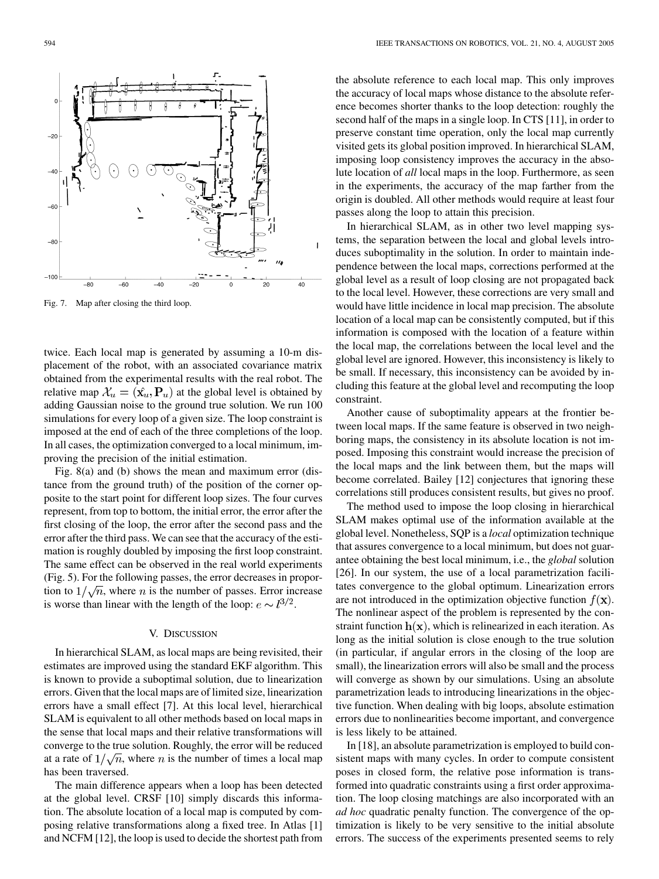0
−20
−40
−60
−80
−100
−80
−60
−40
−20
0
20
40

Fig. 7. Map after closing the third loop.

twice. Each local map is generated by assuming a 10-m displacement of the robot, with an associated covariance matrix obtained from the experimental results with the real robot. The relative map $\mathcal{X}_u = (\hat{\mathbf{x}}_u, \mathbf{P}_u)$ at the global level is obtained by adding Gaussian noise to the ground true solution. We run 100 simulations for every loop of a given size. The loop constraint is imposed at the end of each of the three completions of the loop. In all cases, the optimization converged to a local minimum, improving the precision of the initial estimation.

Fig. 8(a) and (b) shows the mean and maximum error (distance from the ground truth) of the position of the corner opposite to the start point for different loop sizes. The four curves represent, from top to bottom, the initial error, the error after the first closing of the loop, the error after the second pass and the error after the third pass. We can see that the accuracy of the estimation is roughly doubled by imposing the first loop constraint. The same effect can be observed in the real world experiments (Fig. 5). For the following passes, the error decreases in proportion to $1/\sqrt{n}$, where $n$ is the number of passes. Error increase is worse than linear with the length of the loop: $e \sim l^{3/2}$.

## V. Discussion

In hierarchical SLAM, as local maps are being revisited, their estimates are improved using the standard EKF algorithm. This is known to provide a suboptimal solution, due to linearization errors. Given that the local maps are of limited size, linearization errors have a small effect [7]. At this local level, hierarchical SLAM is equivalent to all other methods based on local maps in the sense that local maps and their relative transformations will converge to the true solution. Roughly, the error will be reduced at a rate of $1/\sqrt{n}$, where $n$ is the number of times a local map has been traversed.

The main difference appears when a loop has been detected at the global level. CRSF [10] simply discards this information. The absolute location of a local map is computed by composing relative transformations along a fixed tree. In Atlas [1] and NCFM [12], the loop is used to decide the shortest path from the absolute reference to each local map. This only improves the accuracy of local maps whose distance to the absolute reference becomes shorter thanks to the loop detection: roughly the second half of the maps in a single loop. In CTS [11], in order to preserve constant time operation, only the local map currently visited gets its global position improved. In hierarchical SLAM, imposing loop consistency improves the accuracy in the absolute location of *all* local maps in the loop. Furthermore, as seen in the experiments, the accuracy of the map farther from the origin is doubled. All other methods would require at least four passes along the loop to attain this precision.

In hierarchical SLAM, as in other two level mapping systems, the separation between the local and global levels introduces suboptimality in the solution. In order to maintain independence between the local maps, corrections performed at the global level as a result of loop closing are not propagated back to the local level. However, these corrections are very small and would have little incidence in local map precision. The absolute location of a local map can be consistently computed, but if this information is composed with the location of a feature within the local map, the correlations between the local level and the global level are ignored. However, this inconsistency is likely to be small. If necessary, this inconsistency can be avoided by including this feature at the global level and recomputing the loop constraint.

Another cause of suboptimality appears at the frontier between local maps. If the same feature is observed in two neighboring maps, the consistency in its absolute location is not imposed. Imposing this constraint would increase the precision of the local maps and the link between them, but the maps will become correlated. Bailey [12] conjectures that ignoring these correlations still produces consistent results, but gives no proof.

The method used to impose the loop closing in hierarchical SLAM makes optimal use of the information available at the global level. Nonetheless, SQP is a *local* optimization technique that assures convergence to a local minimum, but does not guarantee obtaining the best local minimum, i.e., the *global* solution [26]. In our system, the use of a local parametrization facilitates convergence to the global optimum. Linearization errors are not introduced in the optimization objective function $f(\mathbf{x})$. The nonlinear aspect of the problem is represented by the constraint function $\mathbf{h}(\mathbf{x})$, which is relinearized in each iteration. As long as the initial solution is close enough to the true solution (in particular, if angular errors in the closing of the loop are small), the linearization errors will also be small and the process will converge as shown by our simulations. Using an absolute parametrization leads to introducing linearizations in the objective function. When dealing with big loops, absolute estimation errors due to nonlinearities become important, and convergence is less likely to be attained.

In [18], an absolute parametrization is employed to build consistent maps with many cycles. In order to compute consistent poses in closed form, the relative pose information is transformed into quadratic constraints using a first order approximation. The loop closing matchings are also incorporated with an *ad hoc* quadratic penalty function. The convergence of the optimization is likely to be very sensitive to the initial absolute errors. The success of the experiments presented seems to rely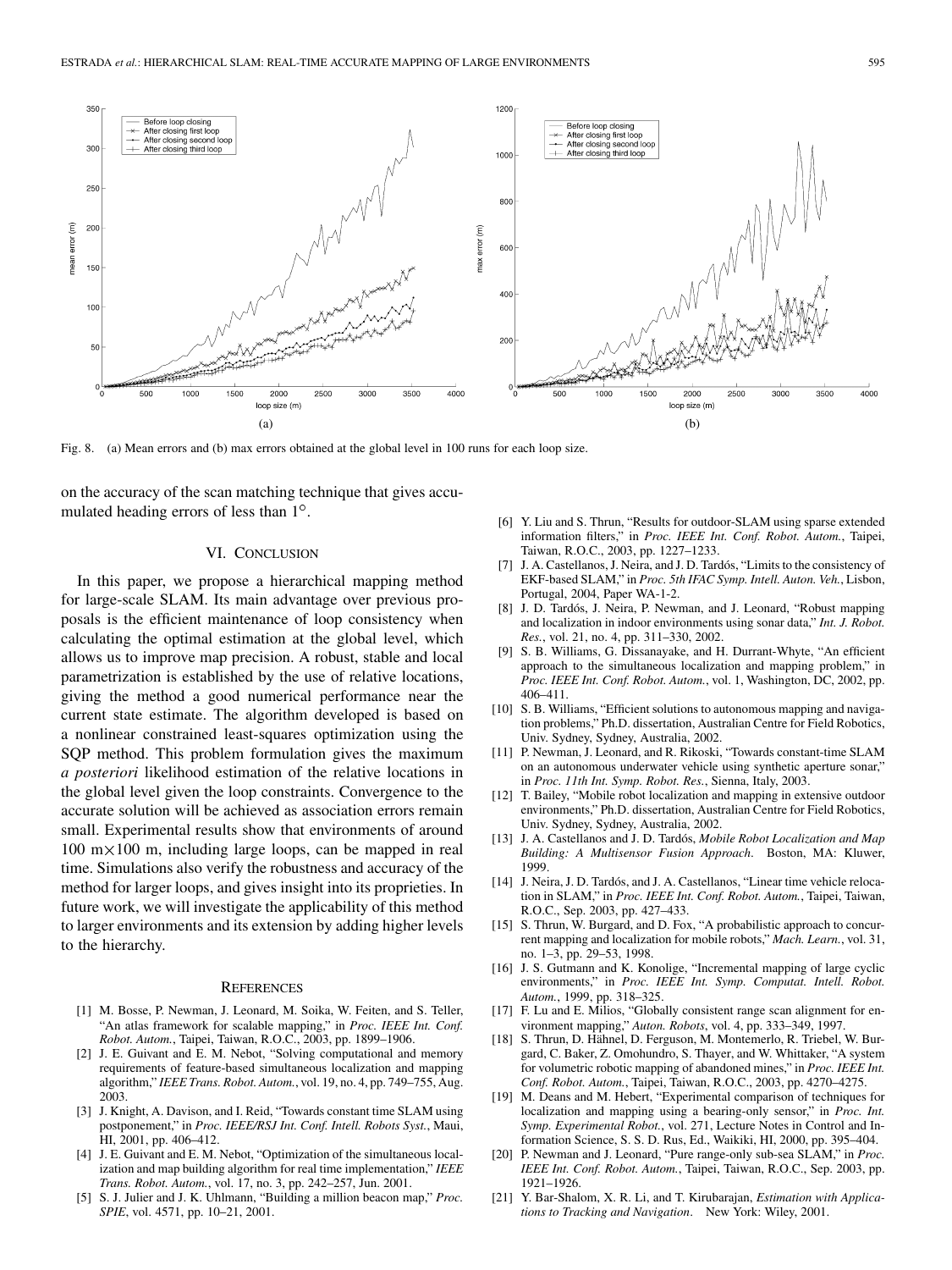Before loop closing
After closing first loop
After closing second loop
After closing third loop

mean error (m)

350
300
250
200
150
100
50
0

0 500 1000 1500 2000 2500 3000 3500 4000

loop size (m)

(a)

Before loop closing
After closing first loop
After closing second loop
After closing third loop

max error (m)

1200
1000
800
600
400
200
0

0 500 1000 1500 2000 2500 3000 3500 4000

loop size (m)

(b)

Fig. 8. (a) Mean errors and (b) max errors obtained at the global level in 100 runs for each loop size.

on the accuracy of the scan matching technique that gives accumulated heading errors of less than 1°.

## VI. Conclusion

In this paper, we propose a hierarchical mapping method for large-scale SLAM. Its main advantage over previous proposals is the efficient maintenance of loop consistency when calculating the optimal estimation at the global level, which allows us to improve map precision. A robust, stable and local parametrization is established by the use of relative locations, giving the method a good numerical performance near the current state estimate. The algorithm developed is based on a nonlinear constrained least-squares optimization using the SQP method. This problem formulation gives the maximum *a posteriori* likelihood estimation of the relative locations in the global level given the loop constraints. Convergence to the accurate solution will be achieved as association errors remain small. Experimental results show that environments of around 100 m×100 m, including large loops, can be mapped in real time. Simulations also verify the robustness and accuracy of the method for larger loops, and gives insight into its proprieties. In future work, we will investigate the applicability of this method to larger environments and its extension by adding higher levels to the hierarchy.

## References

[1] M. Bosse, P. Newman, J. Leonard, M. Soika, W. Feiten, and S. Teller, "An atlas framework for scalable mapping," in *Proc. IEEE Int. Conf. Robot. Autom.*, Taipei, Taiwan, R.O.C., 2003, pp. 1899–1906.

[2] J. E. Guivant and E. M. Nebot, "Solving computational and memory requirements of feature-based simultaneous localization and mapping algorithm," *IEEE Trans. Robot. Autom.*, vol. 19, no. 4, pp. 749–755, Aug. 2003.

[3] J. Knight, A. Davison, and I. Reid, "Towards constant time SLAM using postponement," in *Proc. IEEE/RSJ Int. Conf. Intell. Robots Syst.*, Maui, HI, 2001, pp. 406–412.

[4] J. E. Guivant and E. M. Nebot, "Optimization of the simultaneous localization and map building algorithm for real time implementation," *IEEE Trans. Robot. Autom.*, vol. 17, no. 3, pp. 242–257, Jun. 2001.

[5] S. J. Julier and J. K. Uhlmann, "Building a million beacon map," *Proc. SPIE*, vol. 4571, pp. 10–21, 2001.

[6] Y. Liu and S. Thrun, "Results for outdoor-SLAM using sparse extended information filters," in *Proc. IEEE Int. Conf. Robot. Autom.*, Taipei, Taiwan, R.O.C., 2003, pp. 1227–1233.

[7] J. A. Castellanos, J. Neira, and J. D. Tardós, "Limits to the consistency of EKF-based SLAM," in *Proc. 5th IFAC Symp. Intell. Auton. Veh.*, Lisbon, Portugal, 2004, Paper WA-1-2.

[8] J. D. Tardós, J. Neira, P. Newman, and J. Leonard, "Robust mapping and localization in indoor environments using sonar data," *Int. J. Robot. Res.*, vol. 21, no. 4, pp. 311–330, 2002.

[9] S. B. Williams, G. Dissanayake, and H. Durrant-Whyte, "An efficient approach to the simultaneous localization and mapping problem," in *Proc. IEEE Int. Conf. Robot. Autom.*, vol. 1, Washington, DC, 2002, pp. 406–411.

[10] S. B. Williams, "Efficient solutions to autonomous mapping and navigation problems," Ph.D. dissertation, Australian Centre for Field Robotics, Univ. Sydney, Sydney, Australia, 2002.

[11] P. Newman, J. Leonard, and R. Rikoski, "Towards constant-time SLAM on an autonomous underwater vehicle using synthetic aperture sonar," in *Proc. 11th Int. Symp. Robot. Res.*, Sienna, Italy, 2003.

[12] T. Bailey, "Mobile robot localization and mapping in extensive outdoor environments," Ph.D. dissertation, Australian Centre for Field Robotics, Univ. Sydney, Sydney, Australia, 2002.

[13] J. A. Castellanos and J. D. Tardós, *Mobile Robot Localization and Map Building: A Multisensor Fusion Approach*. Boston, MA: Kluwer, 1999.

[14] J. Neira, J. D. Tardós, and J. A. Castellanos, "Linear time vehicle relocation in SLAM," in *Proc. IEEE Int. Conf. Robot. Autom.*, Taipei, Taiwan, R.O.C., Sep. 2003, pp. 427–433.

[15] S. Thrun, W. Burgard, and D. Fox, "A probabilistic approach to concurrent mapping and localization for mobile robots," *Mach. Learn.*, vol. 31, no. 1–3, pp. 29–53, 1998.

[16] J. S. Gutmann and K. Konolige, "Incremental mapping of large cyclic environments," in *Proc. IEEE Int. Symp. Computat. Intell. Robot. Autom.*, 1999, pp. 318–325.

[17] F. Lu and E. Milios, "Globally consistent range scan alignment for environment mapping," *Auton. Robots*, vol. 4, pp. 333–349, 1997.

[18] S. Thrun, D. Hähnel, D. Ferguson, M. Montemerlo, R. Triebel, W. Burgard, C. Baker, Z. Omohundro, S. Thayer, and W. Whittaker, "A system for volumetric robotic mapping of abandoned mines," in *Proc. IEEE Int. Conf. Robot. Autom.*, Taipei, Taiwan, R.O.C., 2003, pp. 4270–4275.

[19] M. Deans and M. Hebert, "Experimental comparison of techniques for localization and mapping using a bearing-only sensor," in *Proc. Int. Symp. Experimental Robot.*, vol. 271, Lecture Notes in Control and Information Science, S. S. D. Rus, Ed., Waikiki, HI, 2000, pp. 395–404.

[20] P. Newman and J. Leonard, "Pure range-only sub-sea SLAM," in *Proc. IEEE Int. Conf. Robot. Autom.*, Taipei, Taiwan, R.O.C., Sep. 2003, pp. 1921–1926.

[21] Y. Bar-Shalom, X. R. Li, and T. Kirubarajan, *Estimation with Applications to Tracking and Navigation*. New York: Wiley, 2001.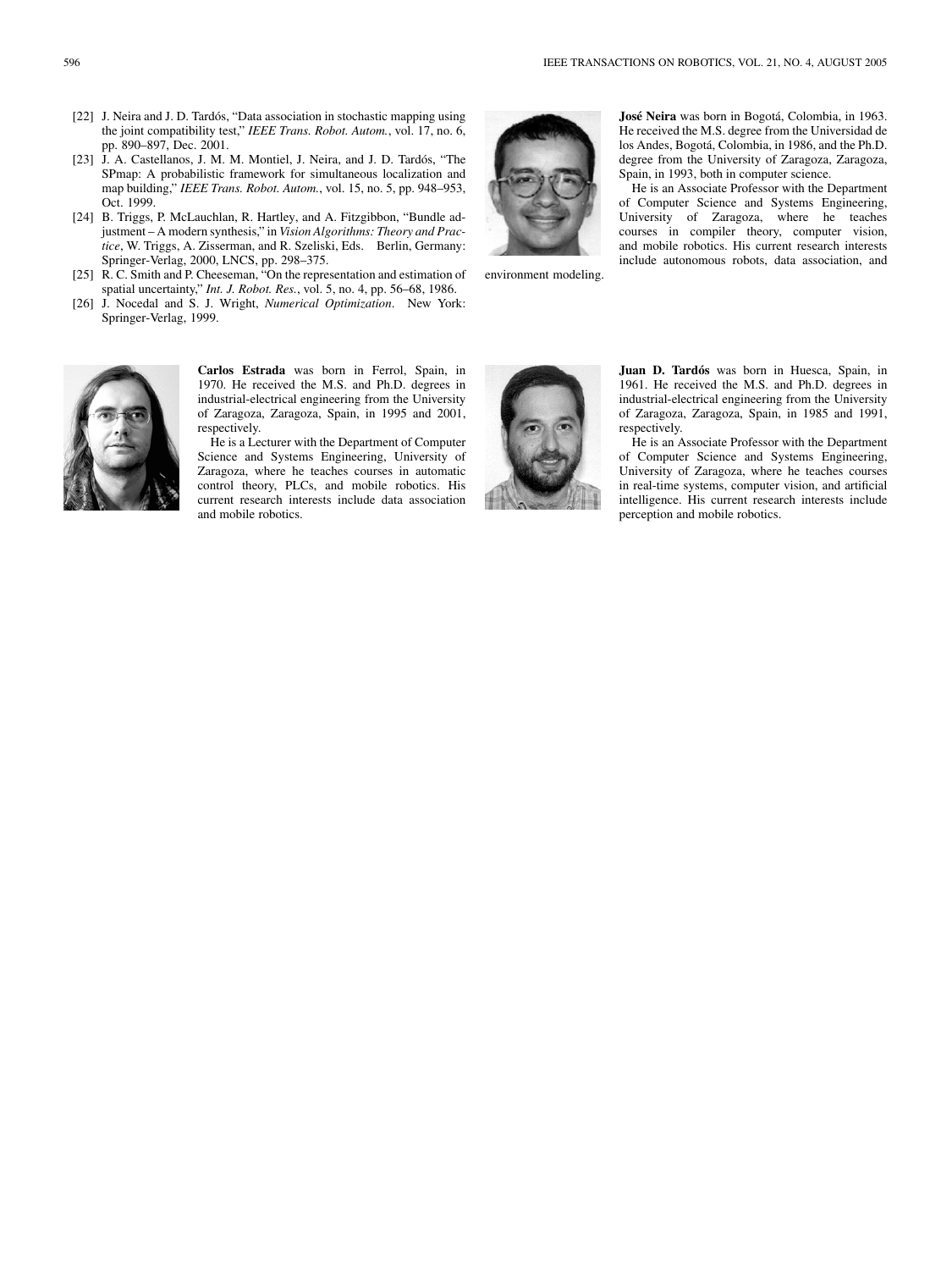[22] J. Neira and J. D. Tardós, "Data association in stochastic mapping using the joint compatibility test," *IEEE Trans. Robot. Autom.*, vol. 17, no. 6, pp. 890–897, Dec. 2001.

[23] J. A. Castellanos, J. M. M. Montiel, J. Neira, and J. D. Tardós, "The SPmap: A probabilistic framework for simultaneous localization and map building," *IEEE Trans. Robot. Autom.*, vol. 15, no. 5, pp. 948–953, Oct. 1999.

[24] B. Triggs, P. McLauchlan, R. Hartley, and A. Fitzgibbon, "Bundle adjustment – A modern synthesis," in *Vision Algorithms: Theory and Practice*, W. Triggs, A. Zisserman, and R. Szeliski, Eds. Berlin, Germany: Springer-Verlag, 2000, LNCS, pp. 298–375.

[25] R. C. Smith and P. Cheeseman, "On the representation and estimation of spatial uncertainty," *Int. J. Robot. Res.*, vol. 5, no. 4, pp. 56–68, 1986.

[26] J. Nocedal and S. J. Wright, *Numerical Optimization*. New York: Springer-Verlag, 1999.

**Carlos Estrada** was born in Ferrol, Spain, in 1970. He received the M.S. and Ph.D. degrees in industrial-electrical engineering from the University of Zaragoza, Zaragoza, Spain, in 1995 and 2001, respectively.

He is a Lecturer with the Department of Computer Science and Systems Engineering, University of Zaragoza, where he teaches courses in automatic control theory, PLCs, and mobile robotics. His current research interests include data association and mobile robotics.

**José Neira** was born in Bogotá, Colombia, in 1963. He received the M.S. degree from the Universidad de los Andes, Bogotá, Colombia, in 1986, and the Ph.D. degree from the University of Zaragoza, Zaragoza, Spain, in 1993, both in computer science.

He is an Associate Professor with the Department of Computer Science and Systems Engineering, University of Zaragoza, where he teaches courses in compiler theory, computer vision, and mobile robotics. His current research interests include autonomous robots, data association, and environment modeling.

**Juan D. Tardós** was born in Huesca, Spain, in 1961. He received the M.S. and Ph.D. degrees in industrial-electrical engineering from the University of Zaragoza, Zaragoza, Spain, in 1985 and 1991, respectively.

He is an Associate Professor with the Department of Computer Science and Systems Engineering, University of Zaragoza, where he teaches courses in real-time systems, computer vision, and artificial intelligence. His current research interests include perception and mobile robotics.